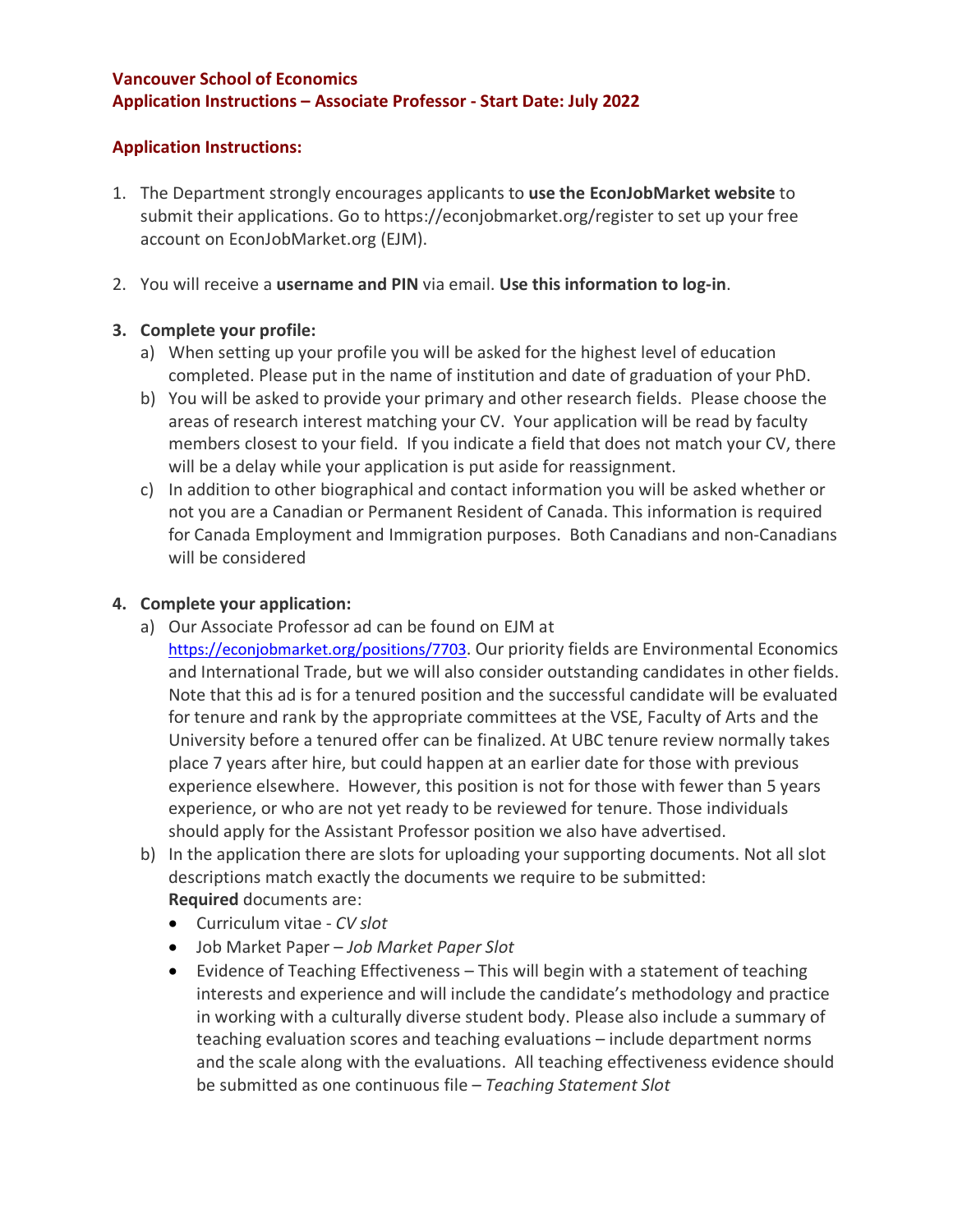**Vancouver School of Economics**
**Application Instructions – Associate Professor - Start Date: July 2022**

**Application Instructions:**

1. The Department strongly encourages applicants to **use the EconJobMarket website** to submit their applications. Go to https://econjobmarket.org/register to set up your free account on EconJobMarket.org (EJM).

2. You will receive a **username and PIN** via email. **Use this information to log-in**.

3. **Complete your profile:**
   a) When setting up your profile you will be asked for the highest level of education completed. Please put in the name of institution and date of graduation of your PhD.
   b) You will be asked to provide your primary and other research fields. Please choose the areas of research interest matching your CV. Your application will be read by faculty members closest to your field. If you indicate a field that does not match your CV, there will be a delay while your application is put aside for reassignment.
   c) In addition to other biographical and contact information you will be asked whether or not you are a Canadian or Permanent Resident of Canada. This information is required for Canada Employment and Immigration purposes. Both Canadians and non-Canadians will be considered

4. **Complete your application:**
   a) Our Associate Professor ad can be found on EJM at https://econjobmarket.org/positions/7703. Our priority fields are Environmental Economics and International Trade, but we will also consider outstanding candidates in other fields. Note that this ad is for a tenured position and the successful candidate will be evaluated for tenure and rank by the appropriate committees at the VSE, Faculty of Arts and the University before a tenured offer can be finalized. At UBC tenure review normally takes place 7 years after hire, but could happen at an earlier date for those with previous experience elsewhere. However, this position is not for those with fewer than 5 years experience, or who are not yet ready to be reviewed for tenure. Those individuals should apply for the Assistant Professor position we also have advertised.
   b) In the application there are slots for uploading your supporting documents. Not all slot descriptions match exactly the documents we require to be submitted:
      **Required** documents are:
      - Curriculum vitae - *CV slot*
      - Job Market Paper – *Job Market Paper Slot*
      - Evidence of Teaching Effectiveness – This will begin with a statement of teaching interests and experience and will include the candidate's methodology and practice in working with a culturally diverse student body. Please also include a summary of teaching evaluation scores and teaching evaluations – include department norms and the scale along with the evaluations. All teaching effectiveness evidence should be submitted as one continuous file – *Teaching Statement Slot*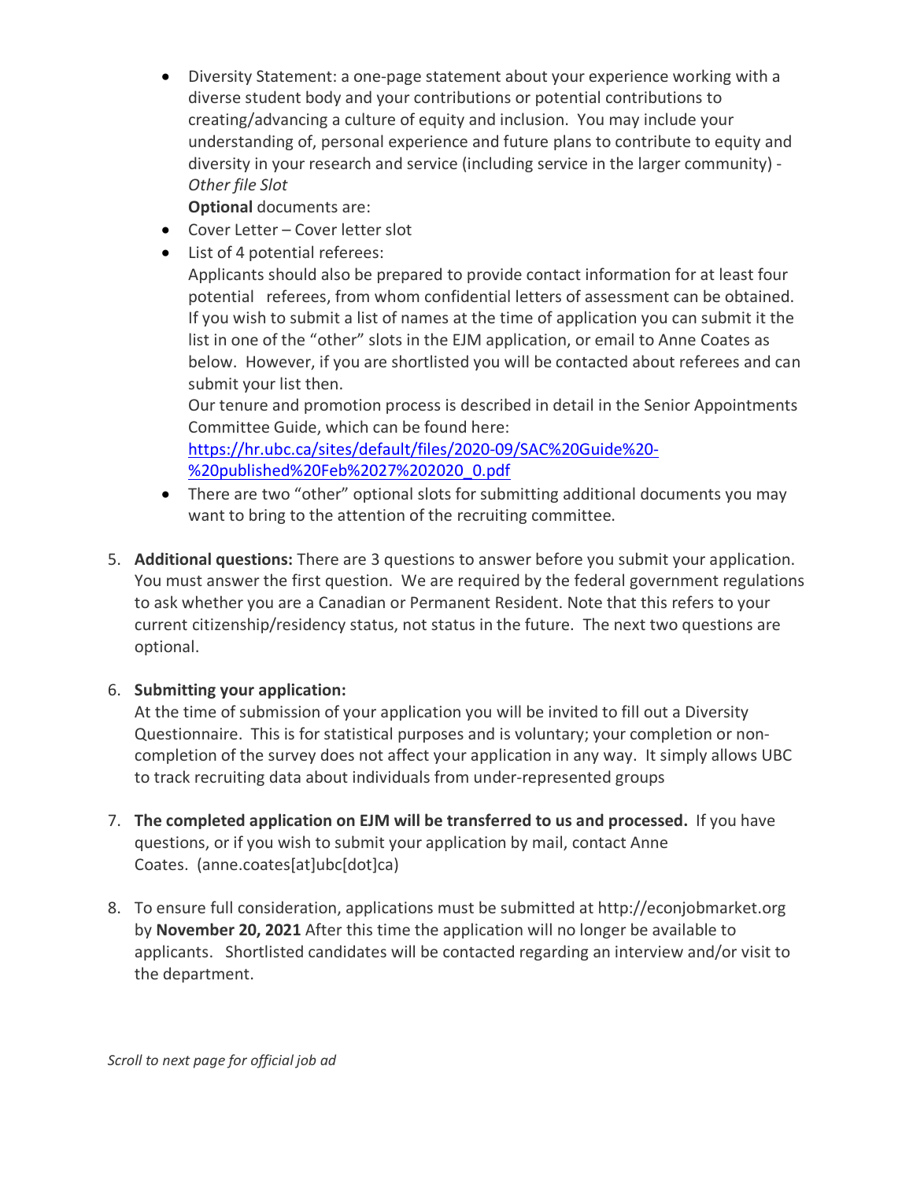- Diversity Statement: a one-page statement about your experience working with a diverse student body and your contributions or potential contributions to creating/advancing a culture of equity and inclusion. You may include your understanding of, personal experience and future plans to contribute to equity and diversity in your research and service (including service in the larger community) - *Other file Slot*

  **Optional** documents are:
- Cover Letter – Cover letter slot
- List of 4 potential referees:

  Applicants should also be prepared to provide contact information for at least four potential referees, from whom confidential letters of assessment can be obtained. If you wish to submit a list of names at the time of application you can submit it the list in one of the "other" slots in the EJM application, or email to Anne Coates as below. However, if you are shortlisted you will be contacted about referees and can submit your list then.

  Our tenure and promotion process is described in detail in the Senior Appointments Committee Guide, which can be found here: [https://hr.ubc.ca/sites/default/files/2020-09/SAC%20Guide%20-%20published%20Feb%2027%202020_0.pdf](https://hr.ubc.ca/sites/default/files/2020-09/SAC%20Guide%20-%20published%20Feb%2027%202020_0.pdf)
- There are two "other" optional slots for submitting additional documents you may want to bring to the attention of the recruiting committee.

5. **Additional questions:** There are 3 questions to answer before you submit your application. You must answer the first question. We are required by the federal government regulations to ask whether you are a Canadian or Permanent Resident. Note that this refers to your current citizenship/residency status, not status in the future. The next two questions are optional.

6. **Submitting your application:**

   At the time of submission of your application you will be invited to fill out a Diversity Questionnaire. This is for statistical purposes and is voluntary; your completion or non-completion of the survey does not affect your application in any way. It simply allows UBC to track recruiting data about individuals from under-represented groups

7. **The completed application on EJM will be transferred to us and processed.** If you have questions, or if you wish to submit your application by mail, contact Anne Coates. (anne.coates[at]ubc[dot]ca)

8. To ensure full consideration, applications must be submitted at http://econjobmarket.org by **November 20, 2021** After this time the application will no longer be available to applicants. Shortlisted candidates will be contacted regarding an interview and/or visit to the department.

*Scroll to next page for official job ad*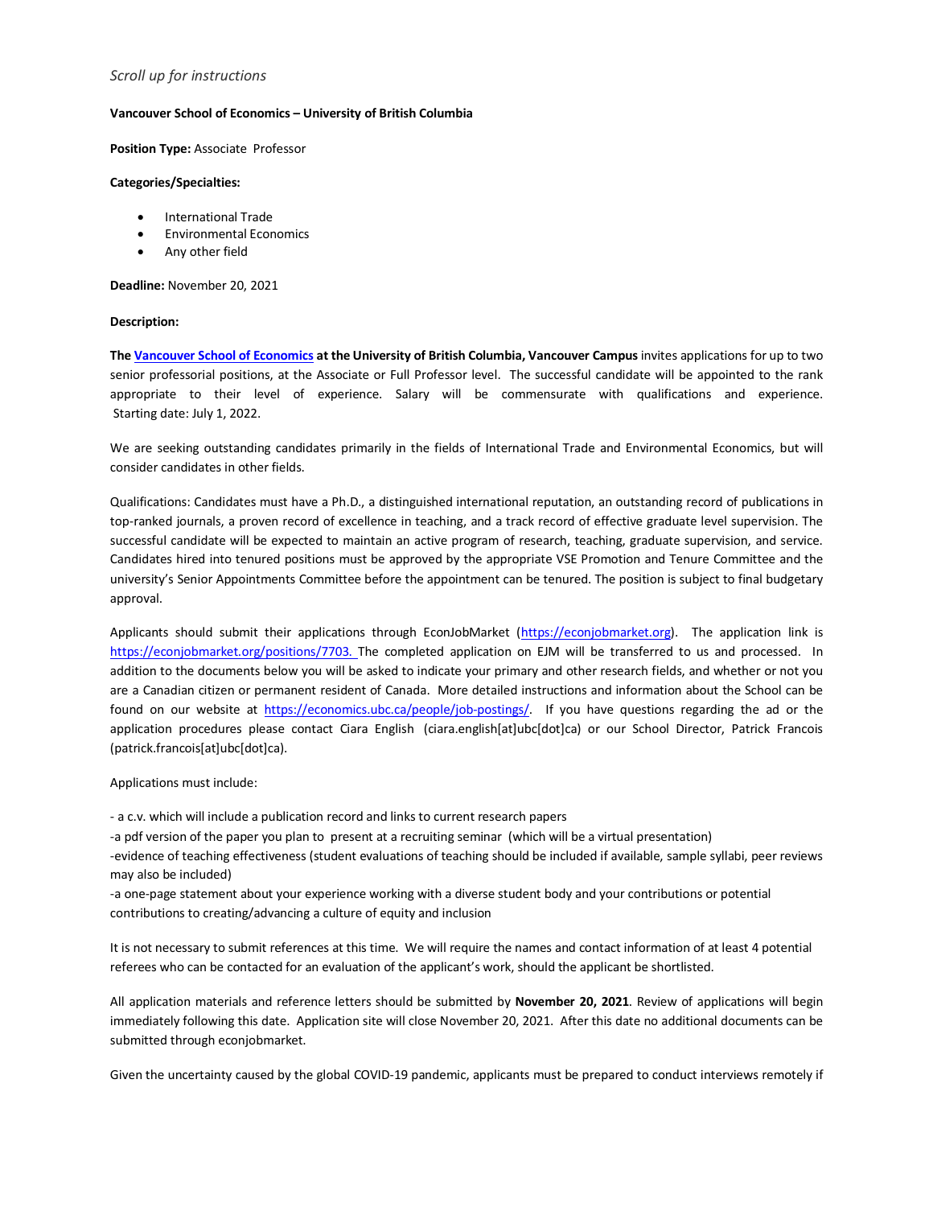*Scroll up for instructions*

**Vancouver School of Economics – University of British Columbia**

**Position Type:** Associate Professor

**Categories/Specialties:**

- International Trade
- Environmental Economics
- Any other field

**Deadline:** November 20, 2021

**Description:**

**The [Vancouver School of Economics](https://economics.ubc.ca) at the University of British Columbia, Vancouver Campus** invites applications for up to two senior professorial positions, at the Associate or Full Professor level. The successful candidate will be appointed to the rank appropriate to their level of experience. Salary will be commensurate with qualifications and experience. Starting date: July 1, 2022.

We are seeking outstanding candidates primarily in the fields of International Trade and Environmental Economics, but will consider candidates in other fields.

Qualifications: Candidates must have a Ph.D., a distinguished international reputation, an outstanding record of publications in top-ranked journals, a proven record of excellence in teaching, and a track record of effective graduate level supervision. The successful candidate will be expected to maintain an active program of research, teaching, graduate supervision, and service. Candidates hired into tenured positions must be approved by the appropriate VSE Promotion and Tenure Committee and the university's Senior Appointments Committee before the appointment can be tenured. The position is subject to final budgetary approval.

Applicants should submit their applications through EconJobMarket (https://econjobmarket.org). The application link is https://econjobmarket.org/positions/7703. The completed application on EJM will be transferred to us and processed. In addition to the documents below you will be asked to indicate your primary and other research fields, and whether or not you are a Canadian citizen or permanent resident of Canada. More detailed instructions and information about the School can be found on our website at https://economics.ubc.ca/people/job-postings/. If you have questions regarding the ad or the application procedures please contact Ciara English (ciara.english[at]ubc[dot]ca) or our School Director, Patrick Francois (patrick.francois[at]ubc[dot]ca).

Applications must include:

- a c.v. which will include a publication record and links to current research papers
- a pdf version of the paper you plan to present at a recruiting seminar (which will be a virtual presentation)
- evidence of teaching effectiveness (student evaluations of teaching should be included if available, sample syllabi, peer reviews may also be included)
- a one-page statement about your experience working with a diverse student body and your contributions or potential contributions to creating/advancing a culture of equity and inclusion

It is not necessary to submit references at this time. We will require the names and contact information of at least 4 potential referees who can be contacted for an evaluation of the applicant's work, should the applicant be shortlisted.

All application materials and reference letters should be submitted by **November 20, 2021**. Review of applications will begin immediately following this date. Application site will close November 20, 2021. After this date no additional documents can be submitted through econjobmarket.

Given the uncertainty caused by the global COVID-19 pandemic, applicants must be prepared to conduct interviews remotely if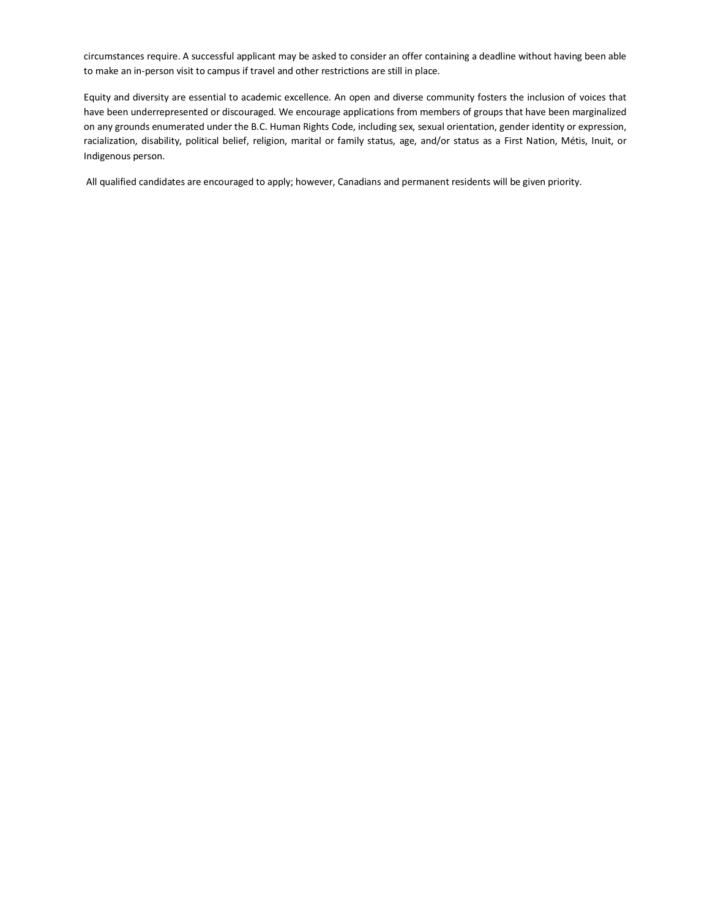circumstances require. A successful applicant may be asked to consider an offer containing a deadline without having been able to make an in-person visit to campus if travel and other restrictions are still in place.

Equity and diversity are essential to academic excellence. An open and diverse community fosters the inclusion of voices that have been underrepresented or discouraged. We encourage applications from members of groups that have been marginalized on any grounds enumerated under the B.C. Human Rights Code, including sex, sexual orientation, gender identity or expression, racialization, disability, political belief, religion, marital or family status, age, and/or status as a First Nation, Métis, Inuit, or Indigenous person.

All qualified candidates are encouraged to apply; however, Canadians and permanent residents will be given priority.